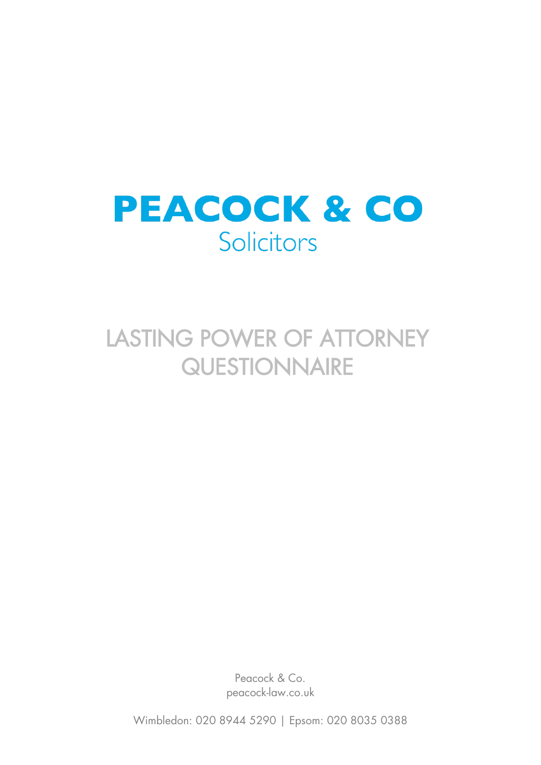# PEACOCK & CO

Solicitors

## LASTING POWER OF ATTORNEY QUESTIONNAIRE

Peacock & Co.
peacock-law.co.uk

Wimbledon: 020 8944 5290 | Epsom: 020 8035 0388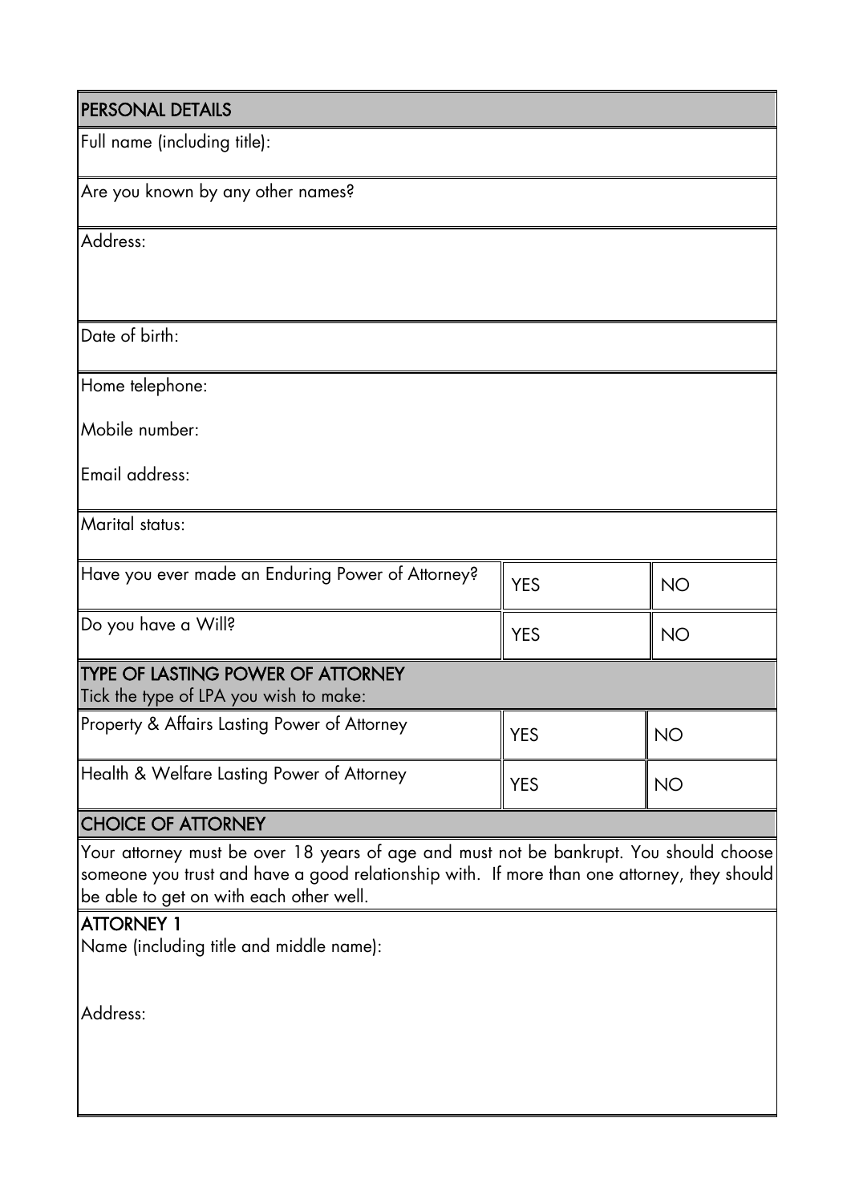## PERSONAL DETAILS

Full name (including title):

Are you known by any other names?

Address:

Date of birth:

Home telephone:

Mobile number:

Email address:

Marital status:

| | | |
|---|---|---|
| Have you ever made an Enduring Power of Attorney? | YES | NO |
| Do you have a Will? | YES | NO |

## TYPE OF LASTING POWER OF ATTORNEY

Tick the type of LPA you wish to make:

| | | |
|---|---|---|
| Property & Affairs Lasting Power of Attorney | YES | NO |
| Health & Welfare Lasting Power of Attorney | YES | NO |

## CHOICE OF ATTORNEY

Your attorney must be over 18 years of age and must not be bankrupt. You should choose someone you trust and have a good relationship with. If more than one attorney, they should be able to get on with each other well.

### ATTORNEY 1

Name (including title and middle name):

Address: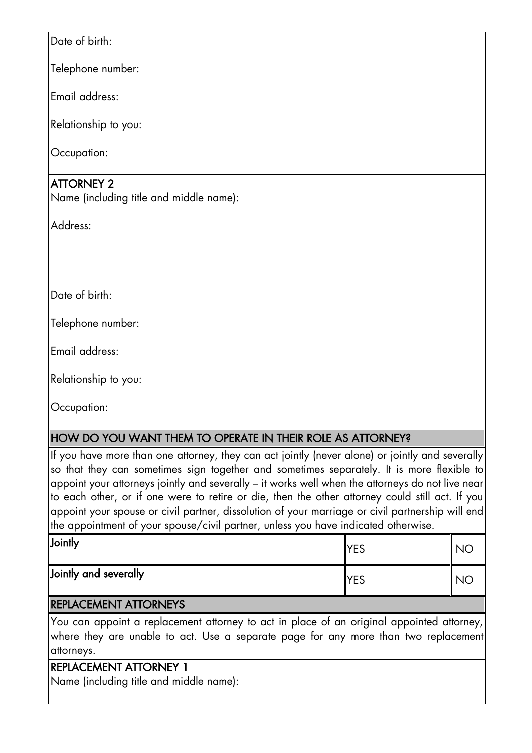Date of birth:

Telephone number:

Email address:

Relationship to you:

Occupation:

## ATTORNEY 2

Name (including title and middle name):

Address:

Date of birth:

Telephone number:

Email address:

Relationship to you:

Occupation:

## HOW DO YOU WANT THEM TO OPERATE IN THEIR ROLE AS ATTORNEY?

If you have more than one attorney, they can act jointly (never alone) or jointly and severally so that they can sometimes sign together and sometimes separately. It is more flexible to appoint your attorneys jointly and severally – it works well when the attorneys do not live near to each other, or if one were to retire or die, then the other attorney could still act. If you appoint your spouse or civil partner, dissolution of your marriage or civil partnership will end the appointment of your spouse/civil partner, unless you have indicated otherwise.

| | | |
|---|---|---|
| **Jointly** | YES | NO |
| **Jointly and severally** | YES | NO |

## REPLACEMENT ATTORNEYS

You can appoint a replacement attorney to act in place of an original appointed attorney, where they are unable to act. Use a separate page for any more than two replacement attorneys.

## REPLACEMENT ATTORNEY 1

Name (including title and middle name):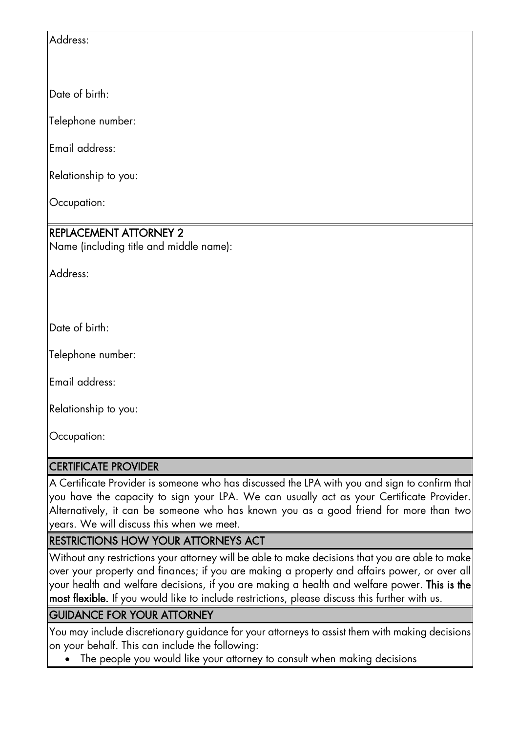Address:

Date of birth:

Telephone number:

Email address:

Relationship to you:

Occupation:

## REPLACEMENT ATTORNEY 2

Name (including title and middle name):

Address:

Date of birth:

Telephone number:

Email address:

Relationship to you:

Occupation:

## CERTIFICATE PROVIDER

A Certificate Provider is someone who has discussed the LPA with you and sign to confirm that you have the capacity to sign your LPA. We can usually act as your Certificate Provider. Alternatively, it can be someone who has known you as a good friend for more than two years. We will discuss this when we meet.

## RESTRICTIONS HOW YOUR ATTORNEYS ACT

Without any restrictions your attorney will be able to make decisions that you are able to make over your property and finances; if you are making a property and affairs power, or over all your health and welfare decisions, if you are making a health and welfare power. **This is the most flexible.** If you would like to include restrictions, please discuss this further with us.

## GUIDANCE FOR YOUR ATTORNEY

You may include discretionary guidance for your attorneys to assist them with making decisions on your behalf. This can include the following:

- The people you would like your attorney to consult when making decisions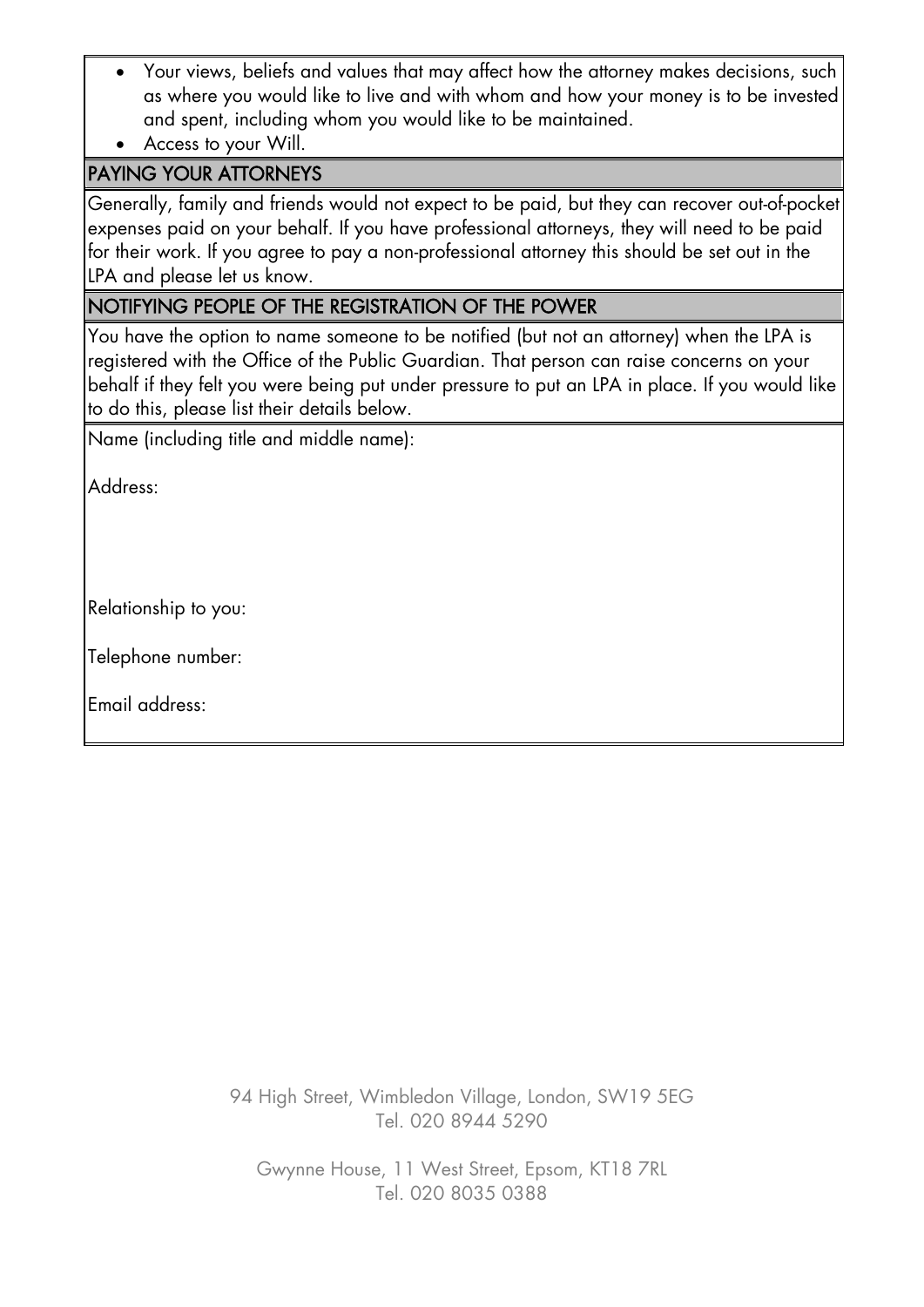- Your views, beliefs and values that may affect how the attorney makes decisions, such as where you would like to live and with whom and how your money is to be invested and spent, including whom you would like to be maintained.
- Access to your Will.

## PAYING YOUR ATTORNEYS

Generally, family and friends would not expect to be paid, but they can recover out-of-pocket expenses paid on your behalf. If you have professional attorneys, they will need to be paid for their work. If you agree to pay a non-professional attorney this should be set out in the LPA and please let us know.

## NOTIFYING PEOPLE OF THE REGISTRATION OF THE POWER

You have the option to name someone to be notified (but not an attorney) when the LPA is registered with the Office of the Public Guardian. That person can raise concerns on your behalf if they felt you were being put under pressure to put an LPA in place. If you would like to do this, please list their details below.

Name (including title and middle name):

Address:

Relationship to you:

Telephone number:

Email address:

94 High Street, Wimbledon Village, London, SW19 5EG
Tel. 020 8944 5290

Gwynne House, 11 West Street, Epsom, KT18 7RL
Tel. 020 8035 0388